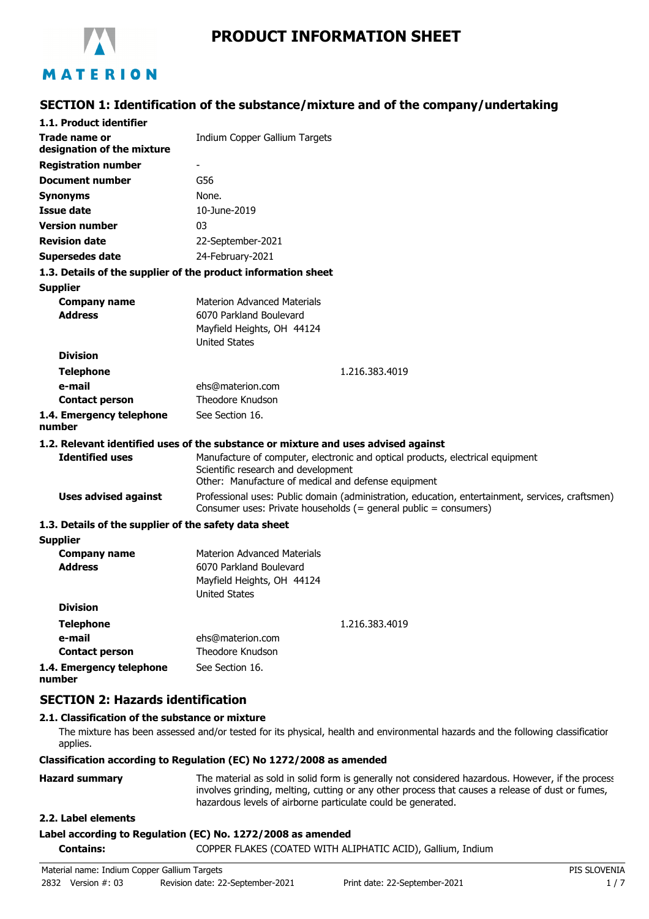# PRODUCT INFORMATION SHEET

## SECTION 1: Identification of the substance/mixture and of the company/undertaking

### 1.1. Product identifier

| | |
|---|---|
| **Trade name or designation of the mixture** | Indium Copper Gallium Targets |
| **Registration number** | - |
| **Document number** | G56 |
| **Synonyms** | None. |
| **Issue date** | 10-June-2019 |
| **Version number** | 03 |
| **Revision date** | 22-September-2021 |
| **Supersedes date** | 24-February-2021 |

### 1.3. Details of the supplier of the product information sheet

**Supplier**

| | |
|---|---|
| **Company name** | Materion Advanced Materials |
| **Address** | 6070 Parkland Boulevard<br>Mayfield Heights, OH 44124<br>United States |
| **Division** | |
| **Telephone** | 1.216.383.4019 |
| **e-mail** | ehs@materion.com |
| **Contact person** | Theodore Knudson |
| **1.4. Emergency telephone number** | See Section 16. |

### 1.2. Relevant identified uses of the substance or mixture and uses advised against

| | |
|---|---|
| **Identified uses** | Manufacture of computer, electronic and optical products, electrical equipment<br>Scientific research and development<br>Other: Manufacture of medical and defense equipment |
| **Uses advised against** | Professional uses: Public domain (administration, education, entertainment, services, craftsmen)<br>Consumer uses: Private households (= general public = consumers) |

### 1.3. Details of the supplier of the safety data sheet

**Supplier**

| | |
|---|---|
| **Company name** | Materion Advanced Materials |
| **Address** | 6070 Parkland Boulevard<br>Mayfield Heights, OH 44124<br>United States |
| **Division** | |
| **Telephone** | 1.216.383.4019 |
| **e-mail** | ehs@materion.com |
| **Contact person** | Theodore Knudson |
| **1.4. Emergency telephone number** | See Section 16. |

## SECTION 2: Hazards identification

### 2.1. Classification of the substance or mixture

The mixture has been assessed and/or tested for its physical, health and environmental hazards and the following classification applies.

**Classification according to Regulation (EC) No 1272/2008 as amended**

**Hazard summary**: The material as sold in solid form is generally not considered hazardous. However, if the process involves grinding, melting, cutting or any other process that causes a release of dust or fumes, hazardous levels of airborne particulate could be generated.

### 2.2. Label elements

**Label according to Regulation (EC) No. 1272/2008 as amended**

**Contains:** COPPER FLAKES (COATED WITH ALIPHATIC ACID), Gallium, Indium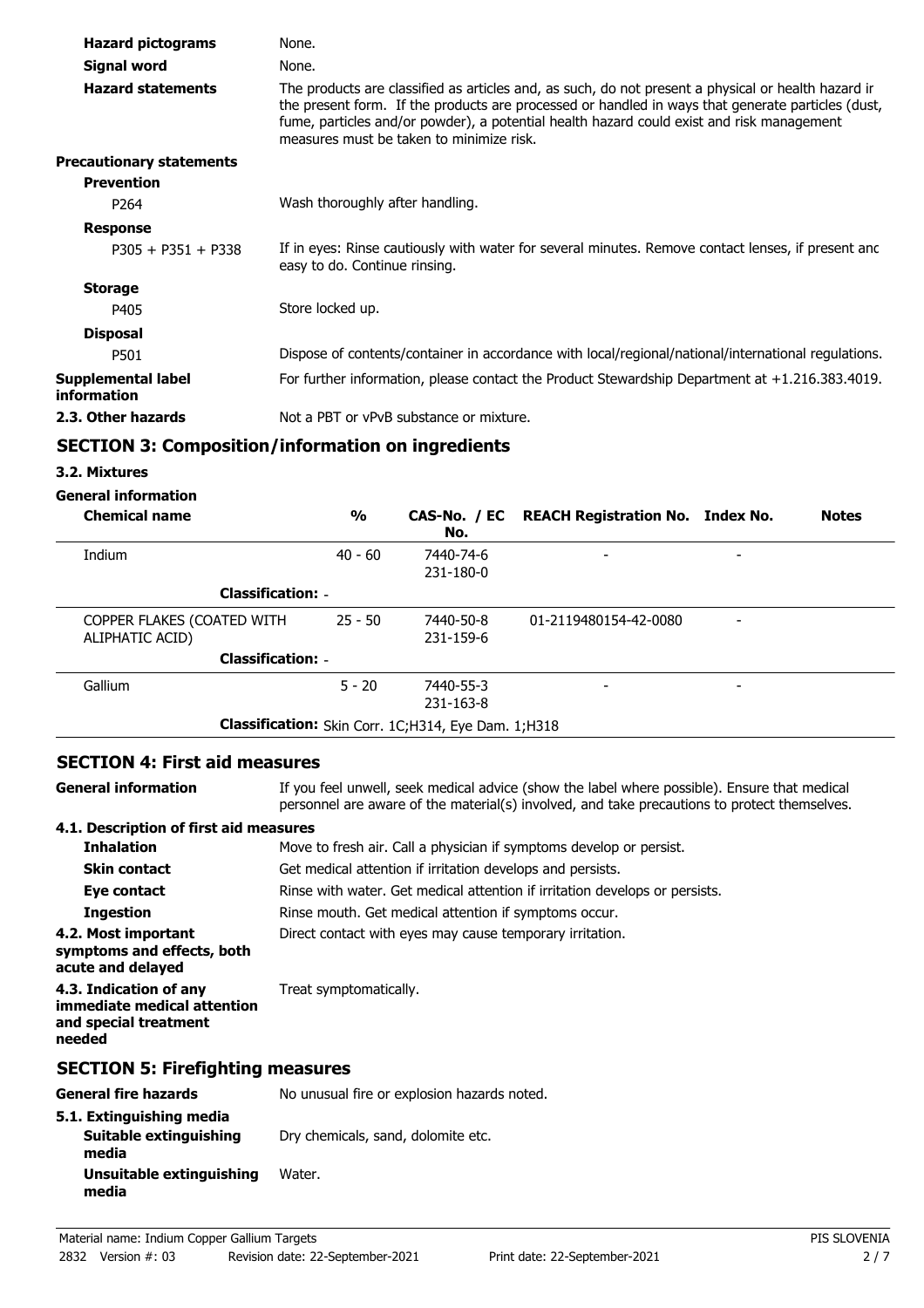| | |
|---|---|
| **Hazard pictograms** | None. |
| **Signal word** | None. |
| **Hazard statements** | The products are classified as articles and, as such, do not present a physical or health hazard in the present form. If the products are processed or handled in ways that generate particles (dust, fume, particles and/or powder), a potential health hazard could exist and risk management measures must be taken to minimize risk. |

**Precautionary statements**

**Prevention**

| | |
|---|---|
| P264 | Wash thoroughly after handling. |

**Response**

| | |
|---|---|
| P305 + P351 + P338 | If in eyes: Rinse cautiously with water for several minutes. Remove contact lenses, if present and easy to do. Continue rinsing. |

**Storage**

| | |
|---|---|
| P405 | Store locked up. |

**Disposal**

| | |
|---|---|
| P501 | Dispose of contents/container in accordance with local/regional/national/international regulations. |

| | |
|---|---|
| **Supplemental label information** | For further information, please contact the Product Stewardship Department at +1.216.383.4019. |
| **2.3. Other hazards** | Not a PBT or vPvB substance or mixture. |

## SECTION 3: Composition/information on ingredients

### 3.2. Mixtures

**General information**

| Chemical name | % | CAS-No. / EC No. | REACH Registration No. | Index No. | Notes |
|---|---|---|---|---|---|
| Indium | 40 - 60 | 7440-74-6<br>231-180-0 | - | - | |
| **Classification:** - | | | | | |
| COPPER FLAKES (COATED WITH ALIPHATIC ACID) | 25 - 50 | 7440-50-8<br>231-159-6 | 01-2119480154-42-0080 | - | |
| **Classification:** - | | | | | |
| Gallium | 5 - 20 | 7440-55-3<br>231-163-8 | - | - | |
| **Classification:** Skin Corr. 1C;H314, Eye Dam. 1;H318 | | | | | |

## SECTION 4: First aid measures

| | |
|---|---|
| **General information** | If you feel unwell, seek medical advice (show the label where possible). Ensure that medical personnel are aware of the material(s) involved, and take precautions to protect themselves. |

**4.1. Description of first aid measures**

| | |
|---|---|
| **Inhalation** | Move to fresh air. Call a physician if symptoms develop or persist. |
| **Skin contact** | Get medical attention if irritation develops and persists. |
| **Eye contact** | Rinse with water. Get medical attention if irritation develops or persists. |
| **Ingestion** | Rinse mouth. Get medical attention if symptoms occur. |
| **4.2. Most important symptoms and effects, both acute and delayed** | Direct contact with eyes may cause temporary irritation. |
| **4.3. Indication of any immediate medical attention and special treatment needed** | Treat symptomatically. |

## SECTION 5: Firefighting measures

| | |
|---|---|
| **General fire hazards** | No unusual fire or explosion hazards noted. |

**5.1. Extinguishing media**

| | |
|---|---|
| **Suitable extinguishing media** | Dry chemicals, sand, dolomite etc. |
| **Unsuitable extinguishing media** | Water. |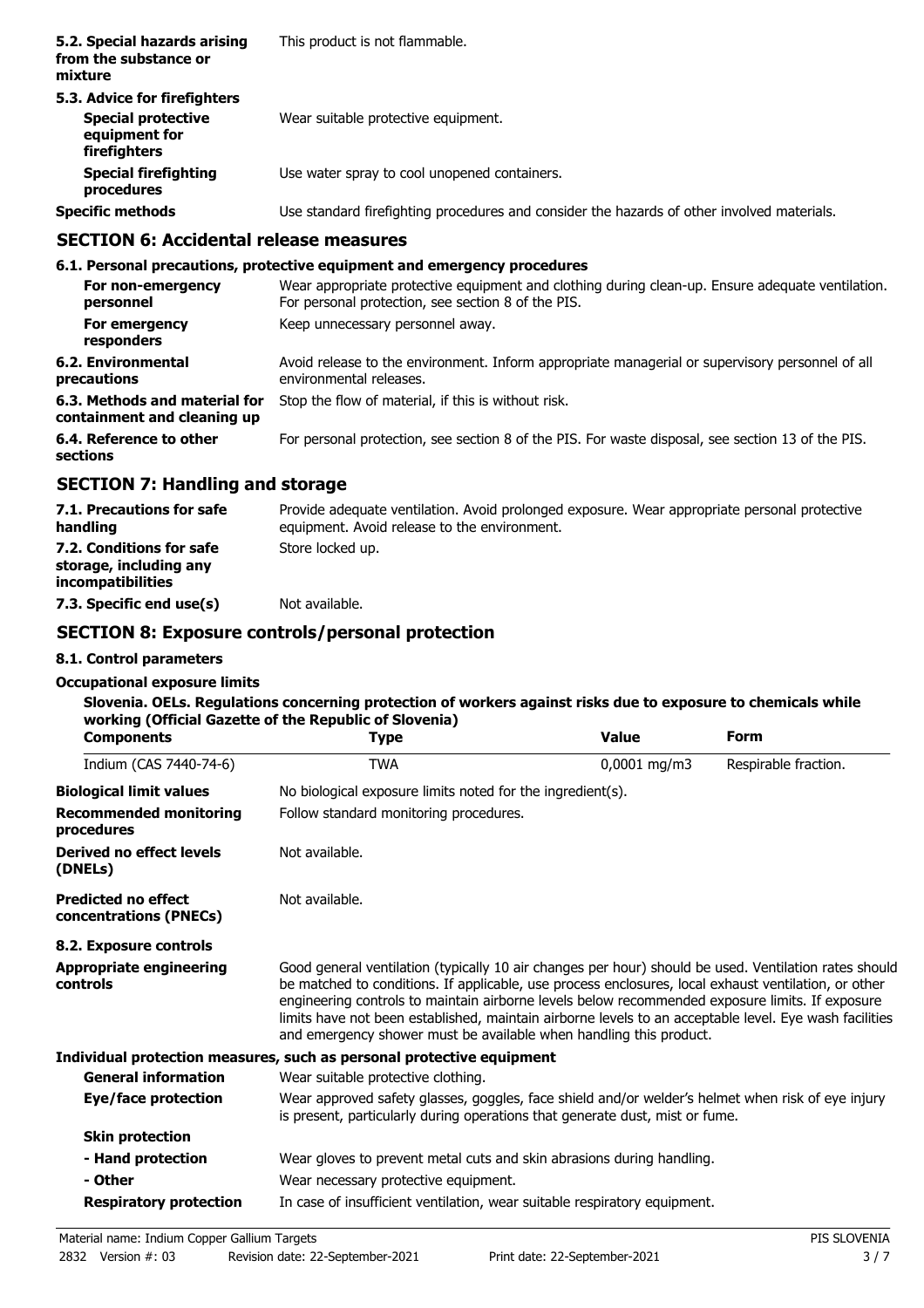| | |
|---|---|
| **5.2. Special hazards arising from the substance or mixture** | This product is not flammable. |
| **5.3. Advice for firefighters** | |
| **Special protective equipment for firefighters** | Wear suitable protective equipment. |
| **Special firefighting procedures** | Use water spray to cool unopened containers. |
| **Specific methods** | Use standard firefighting procedures and consider the hazards of other involved materials. |

## SECTION 6: Accidental release measures

**6.1. Personal precautions, protective equipment and emergency procedures**

| | |
|---|---|
| **For non-emergency personnel** | Wear appropriate protective equipment and clothing during clean-up. Ensure adequate ventilation. For personal protection, see section 8 of the PIS. |
| **For emergency responders** | Keep unnecessary personnel away. |
| **6.2. Environmental precautions** | Avoid release to the environment. Inform appropriate managerial or supervisory personnel of all environmental releases. |
| **6.3. Methods and material for containment and cleaning up** | Stop the flow of material, if this is without risk. |
| **6.4. Reference to other sections** | For personal protection, see section 8 of the PIS. For waste disposal, see section 13 of the PIS. |

## SECTION 7: Handling and storage

| | |
|---|---|
| **7.1. Precautions for safe handling** | Provide adequate ventilation. Avoid prolonged exposure. Wear appropriate personal protective equipment. Avoid release to the environment. |
| **7.2. Conditions for safe storage, including any incompatibilities** | Store locked up. |
| **7.3. Specific end use(s)** | Not available. |

## SECTION 8: Exposure controls/personal protection

**8.1. Control parameters**

**Occupational exposure limits**

**Slovenia. OELs. Regulations concerning protection of workers against risks due to exposure to chemicals while working (Official Gazette of the Republic of Slovenia)**

| Components | Type | Value | Form |
|---|---|---|---|
| Indium (CAS 7440-74-6) | TWA | 0,0001 mg/m3 | Respirable fraction. |

| | |
|---|---|
| **Biological limit values** | No biological exposure limits noted for the ingredient(s). |
| **Recommended monitoring procedures** | Follow standard monitoring procedures. |
| **Derived no effect levels (DNELs)** | Not available. |
| **Predicted no effect concentrations (PNECs)** | Not available. |

**8.2. Exposure controls**

| | |
|---|---|
| **Appropriate engineering controls** | Good general ventilation (typically 10 air changes per hour) should be used. Ventilation rates should be matched to conditions. If applicable, use process enclosures, local exhaust ventilation, or other engineering controls to maintain airborne levels below recommended exposure limits. If exposure limits have not been established, maintain airborne levels to an acceptable level. Eye wash facilities and emergency shower must be available when handling this product. |

**Individual protection measures, such as personal protective equipment**

| | |
|---|---|
| **General information** | Wear suitable protective clothing. |
| **Eye/face protection** | Wear approved safety glasses, goggles, face shield and/or welder's helmet when risk of eye injury is present, particularly during operations that generate dust, mist or fume. |
| **Skin protection** | |
| **- Hand protection** | Wear gloves to prevent metal cuts and skin abrasions during handling. |
| **- Other** | Wear necessary protective equipment. |
| **Respiratory protection** | In case of insufficient ventilation, wear suitable respiratory equipment. |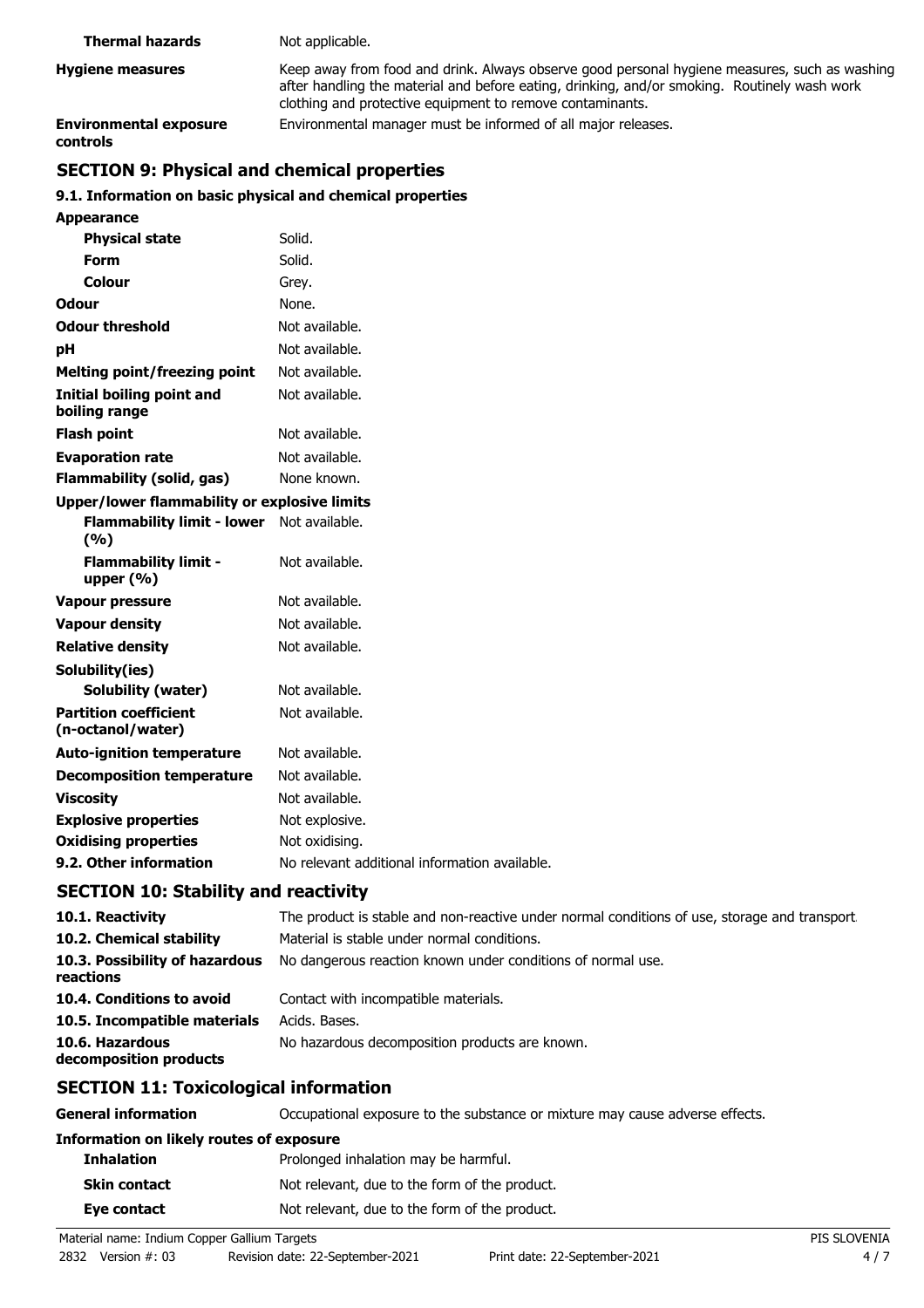| | |
|---|---|
| **Thermal hazards** | Not applicable. |
| **Hygiene measures** | Keep away from food and drink. Always observe good personal hygiene measures, such as washing after handling the material and before eating, drinking, and/or smoking. Routinely wash work clothing and protective equipment to remove contaminants. |
| **Environmental exposure controls** | Environmental manager must be informed of all major releases. |

## SECTION 9: Physical and chemical properties

### 9.1. Information on basic physical and chemical properties

| | |
|---|---|
| **Appearance** | |
| **Physical state** | Solid. |
| **Form** | Solid. |
| **Colour** | Grey. |
| **Odour** | None. |
| **Odour threshold** | Not available. |
| **pH** | Not available. |
| **Melting point/freezing point** | Not available. |
| **Initial boiling point and boiling range** | Not available. |
| **Flash point** | Not available. |
| **Evaporation rate** | Not available. |
| **Flammability (solid, gas)** | None known. |
| **Upper/lower flammability or explosive limits** | |
| **Flammability limit - lower (%)** | Not available. |
| **Flammability limit - upper (%)** | Not available. |
| **Vapour pressure** | Not available. |
| **Vapour density** | Not available. |
| **Relative density** | Not available. |
| **Solubility(ies)** | |
| **Solubility (water)** | Not available. |
| **Partition coefficient (n-octanol/water)** | Not available. |
| **Auto-ignition temperature** | Not available. |
| **Decomposition temperature** | Not available. |
| **Viscosity** | Not available. |
| **Explosive properties** | Not explosive. |
| **Oxidising properties** | Not oxidising. |
| **9.2. Other information** | No relevant additional information available. |

## SECTION 10: Stability and reactivity

| | |
|---|---|
| **10.1. Reactivity** | The product is stable and non-reactive under normal conditions of use, storage and transport. |
| **10.2. Chemical stability** | Material is stable under normal conditions. |
| **10.3. Possibility of hazardous reactions** | No dangerous reaction known under conditions of normal use. |
| **10.4. Conditions to avoid** | Contact with incompatible materials. |
| **10.5. Incompatible materials** | Acids. Bases. |
| **10.6. Hazardous decomposition products** | No hazardous decomposition products are known. |

## SECTION 11: Toxicological information

| | |
|---|---|
| **General information** | Occupational exposure to the substance or mixture may cause adverse effects. |
| **Information on likely routes of exposure** | |
| **Inhalation** | Prolonged inhalation may be harmful. |
| **Skin contact** | Not relevant, due to the form of the product. |
| **Eye contact** | Not relevant, due to the form of the product. |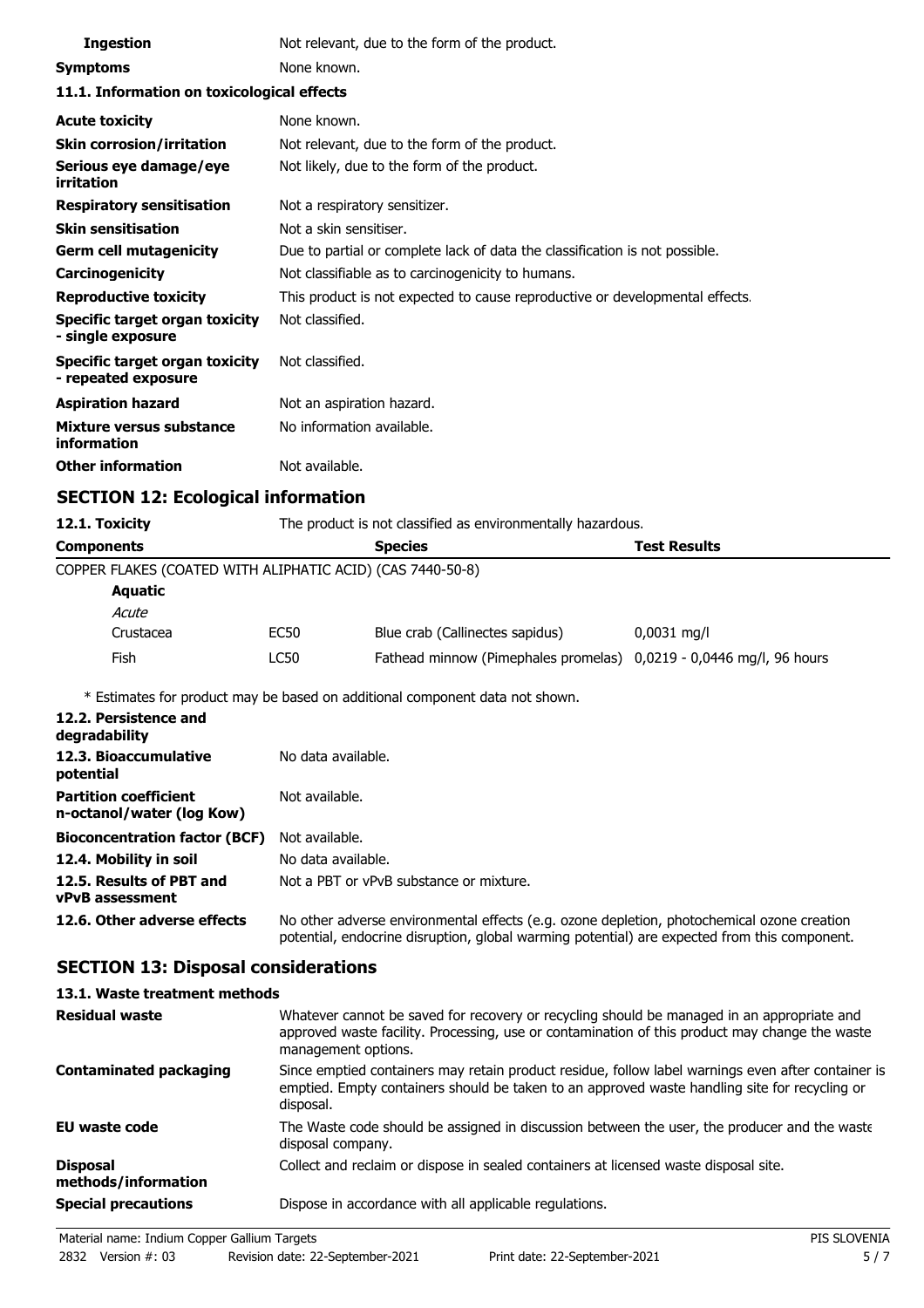| | |
|---|---|
| **Ingestion** | Not relevant, due to the form of the product. |
| **Symptoms** | None known. |

**11.1. Information on toxicological effects**

| | |
|---|---|
| **Acute toxicity** | None known. |
| **Skin corrosion/irritation** | Not relevant, due to the form of the product. |
| **Serious eye damage/eye irritation** | Not likely, due to the form of the product. |
| **Respiratory sensitisation** | Not a respiratory sensitizer. |
| **Skin sensitisation** | Not a skin sensitiser. |
| **Germ cell mutagenicity** | Due to partial or complete lack of data the classification is not possible. |
| **Carcinogenicity** | Not classifiable as to carcinogenicity to humans. |
| **Reproductive toxicity** | This product is not expected to cause reproductive or developmental effects. |
| **Specific target organ toxicity - single exposure** | Not classified. |
| **Specific target organ toxicity - repeated exposure** | Not classified. |
| **Aspiration hazard** | Not an aspiration hazard. |
| **Mixture versus substance information** | No information available. |
| **Other information** | Not available. |

## SECTION 12: Ecological information

**12.1. Toxicity** The product is not classified as environmentally hazardous.

| **Components** | | **Species** | **Test Results** |
|---|---|---|---|
| COPPER FLAKES (COATED WITH ALIPHATIC ACID) (CAS 7440-50-8) | | | |
| **Aquatic** | | | |
| *Acute* | | | |
| Crustacea | EC50 | Blue crab (Callinectes sapidus) | 0,0031 mg/l |
| Fish | LC50 | Fathead minnow (Pimephales promelas) | 0,0219 - 0,0446 mg/l, 96 hours |

* Estimates for product may be based on additional component data not shown.

| | |
|---|---|
| **12.2. Persistence and degradability** | |
| **12.3. Bioaccumulative potential** | No data available. |
| **Partition coefficient n-octanol/water (log Kow)** | Not available. |
| **Bioconcentration factor (BCF)** | Not available. |
| **12.4. Mobility in soil** | No data available. |
| **12.5. Results of PBT and vPvB assessment** | Not a PBT or vPvB substance or mixture. |
| **12.6. Other adverse effects** | No other adverse environmental effects (e.g. ozone depletion, photochemical ozone creation potential, endocrine disruption, global warming potential) are expected from this component. |

## SECTION 13: Disposal considerations

**13.1. Waste treatment methods**

| | |
|---|---|
| **Residual waste** | Whatever cannot be saved for recovery or recycling should be managed in an appropriate and approved waste facility. Processing, use or contamination of this product may change the waste management options. |
| **Contaminated packaging** | Since emptied containers may retain product residue, follow label warnings even after container is emptied. Empty containers should be taken to an approved waste handling site for recycling or disposal. |
| **EU waste code** | The Waste code should be assigned in discussion between the user, the producer and the waste disposal company. |
| **Disposal methods/information** | Collect and reclaim or dispose in sealed containers at licensed waste disposal site. |
| **Special precautions** | Dispose in accordance with all applicable regulations. |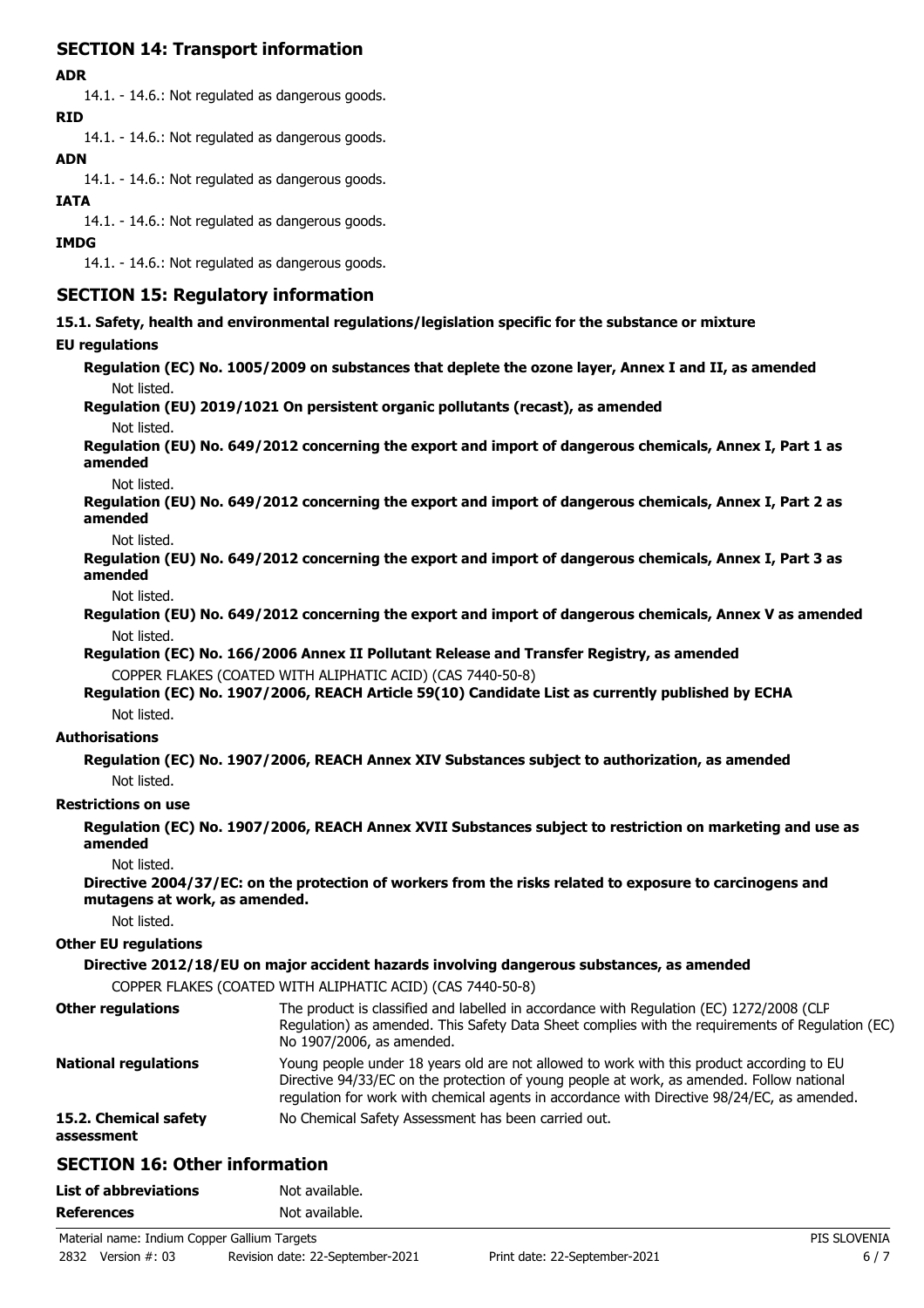## SECTION 14: Transport information

**ADR**

14.1. - 14.6.: Not regulated as dangerous goods.

**RID**

14.1. - 14.6.: Not regulated as dangerous goods.

**ADN**

14.1. - 14.6.: Not regulated as dangerous goods.

**IATA**

14.1. - 14.6.: Not regulated as dangerous goods.

**IMDG**

14.1. - 14.6.: Not regulated as dangerous goods.

## SECTION 15: Regulatory information

**15.1. Safety, health and environmental regulations/legislation specific for the substance or mixture**

**EU regulations**

**Regulation (EC) No. 1005/2009 on substances that deplete the ozone layer, Annex I and II, as amended**

Not listed.

**Regulation (EU) 2019/1021 On persistent organic pollutants (recast), as amended**

Not listed.

**Regulation (EU) No. 649/2012 concerning the export and import of dangerous chemicals, Annex I, Part 1 as amended**

Not listed.

**Regulation (EU) No. 649/2012 concerning the export and import of dangerous chemicals, Annex I, Part 2 as amended**

Not listed.

**Regulation (EU) No. 649/2012 concerning the export and import of dangerous chemicals, Annex I, Part 3 as amended**

Not listed.

**Regulation (EU) No. 649/2012 concerning the export and import of dangerous chemicals, Annex V as amended**

Not listed.

**Regulation (EC) No. 166/2006 Annex II Pollutant Release and Transfer Registry, as amended**

COPPER FLAKES (COATED WITH ALIPHATIC ACID) (CAS 7440-50-8)

**Regulation (EC) No. 1907/2006, REACH Article 59(10) Candidate List as currently published by ECHA**

Not listed.

**Authorisations**

**Regulation (EC) No. 1907/2006, REACH Annex XIV Substances subject to authorization, as amended**

Not listed.

**Restrictions on use**

**Regulation (EC) No. 1907/2006, REACH Annex XVII Substances subject to restriction on marketing and use as amended**

Not listed.

**Directive 2004/37/EC: on the protection of workers from the risks related to exposure to carcinogens and mutagens at work, as amended.**

Not listed.

**Other EU regulations**

**Directive 2012/18/EU on major accident hazards involving dangerous substances, as amended**

COPPER FLAKES (COATED WITH ALIPHATIC ACID) (CAS 7440-50-8)

**Other regulations** The product is classified and labelled in accordance with Regulation (EC) 1272/2008 (CLP Regulation) as amended. This Safety Data Sheet complies with the requirements of Regulation (EC) No 1907/2006, as amended.

**National regulations** Young people under 18 years old are not allowed to work with this product according to EU Directive 94/33/EC on the protection of young people at work, as amended. Follow national regulation for work with chemical agents in accordance with Directive 98/24/EC, as amended.

**15.2. Chemical safety assessment** No Chemical Safety Assessment has been carried out.

## SECTION 16: Other information

**List of abbreviations** Not available.

**References** Not available.

Material name: Indium Copper Gallium Targets

2832 Version #: 03 Revision date: 22-September-2021 Print date: 22-September-2021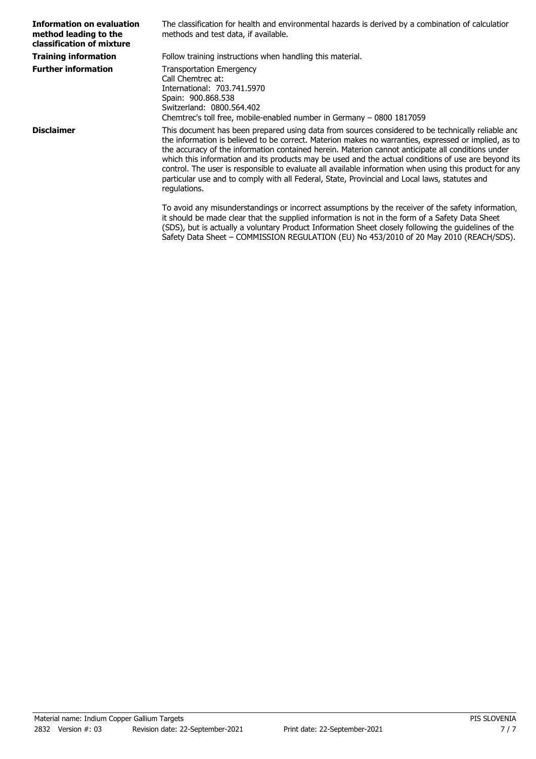**Information on evaluation method leading to the classification of mixture**

The classification for health and environmental hazards is derived by a combination of calculation methods and test data, if available.

**Training information**

Follow training instructions when handling this material.

**Further information**

Transportation Emergency
Call Chemtrec at:
International: 703.741.5970
Spain: 900.868.538
Switzerland: 0800.564.402
Chemtrec's toll free, mobile-enabled number in Germany – 0800 1817059

**Disclaimer**

This document has been prepared using data from sources considered to be technically reliable and the information is believed to be correct. Materion makes no warranties, expressed or implied, as to the accuracy of the information contained herein. Materion cannot anticipate all conditions under which this information and its products may be used and the actual conditions of use are beyond its control. The user is responsible to evaluate all available information when using this product for any particular use and to comply with all Federal, State, Provincial and Local laws, statutes and regulations.

To avoid any misunderstandings or incorrect assumptions by the receiver of the safety information, it should be made clear that the supplied information is not in the form of a Safety Data Sheet (SDS), but is actually a voluntary Product Information Sheet closely following the guidelines of the Safety Data Sheet – COMMISSION REGULATION (EU) No 453/2010 of 20 May 2010 (REACH/SDS).